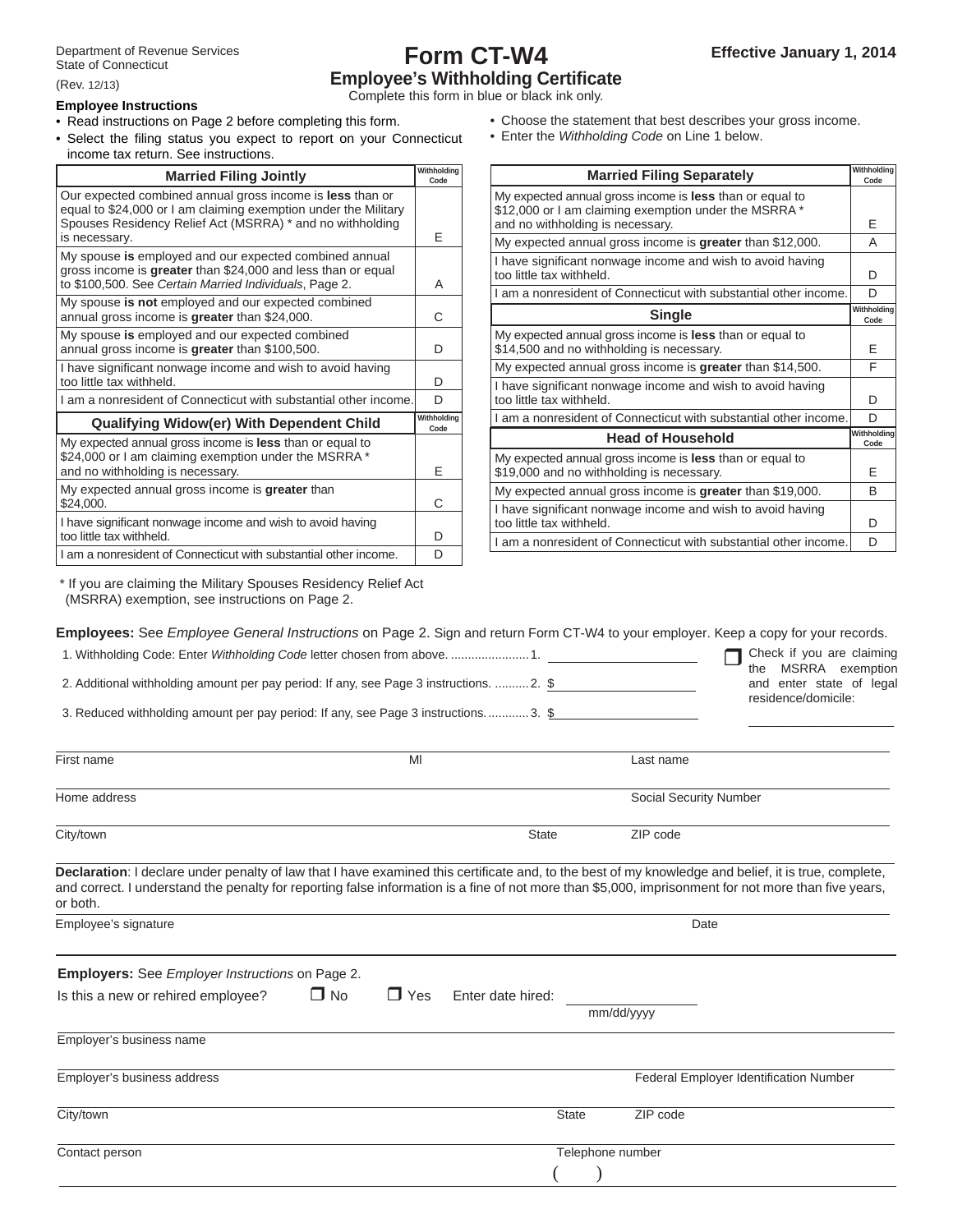Department of Revenue Services
State of Connecticut
(Rev. 12/13)

# Form CT-W4

## Employee's Withholding Certificate

Complete this form in blue or black ink only.

**Effective January 1, 2014**

**Employee Instructions**

- Read instructions on Page 2 before completing this form.
- Select the filing status you expect to report on your Connecticut income tax return. See instructions.
- Choose the statement that best describes your gross income.
- Enter the *Withholding Code* on Line 1 below.

| Married Filing Jointly | Withholding Code |
|---|---|
| Our expected combined annual gross income is **less** than or equal to $24,000 or I am claiming exemption under the Military Spouses Residency Relief Act (MSRRA) * and no withholding is necessary. | E |
| My spouse **is** employed and our expected combined annual gross income is **greater** than $24,000 and less than or equal to $100,500. See *Certain Married Individuals*, Page 2. | A |
| My spouse **is not** employed and our expected combined annual gross income is **greater** than $24,000. | C |
| My spouse **is** employed and our expected combined annual gross income is **greater** than $100,500. | D |
| I have significant nonwage income and wish to avoid having too little tax withheld. | D |
| I am a nonresident of Connecticut with substantial other income. | D |

| Qualifying Widow(er) With Dependent Child | Withholding Code |
|---|---|
| My expected annual gross income is **less** than or equal to $24,000 or I am claiming exemption under the MSRRA * and no withholding is necessary. | E |
| My expected annual gross income is **greater** than $24,000. | C |
| I have significant nonwage income and wish to avoid having too little tax withheld. | D |
| I am a nonresident of Connecticut with substantial other income. | D |

| Married Filing Separately | Withholding Code |
|---|---|
| My expected annual gross income is **less** than or equal to $12,000 or I am claiming exemption under the MSRRA * and no withholding is necessary. | E |
| My expected annual gross income is **greater** than $12,000. | A |
| I have significant nonwage income and wish to avoid having too little tax withheld. | D |
| I am a nonresident of Connecticut with substantial other income. | D |

| Single | Withholding Code |
|---|---|
| My expected annual gross income is **less** than or equal to $14,500 and no withholding is necessary. | E |
| My expected annual gross income is **greater** than $14,500. | F |
| I have significant nonwage income and wish to avoid having too little tax withheld. | D |
| I am a nonresident of Connecticut with substantial other income. | D |

| Head of Household | Withholding Code |
|---|---|
| My expected annual gross income is **less** than or equal to $19,000 and no withholding is necessary. | E |
| My expected annual gross income is **greater** than $19,000. | B |
| I have significant nonwage income and wish to avoid having too little tax withheld. | D |
| I am a nonresident of Connecticut with substantial other income. | D |

\* If you are claiming the Military Spouses Residency Relief Act (MSRRA) exemption, see instructions on Page 2.

**Employees:** See *Employee General Instructions* on Page 2. Sign and return Form CT-W4 to your employer. Keep a copy for your records.

1. Withholding Code: Enter *Withholding Code* letter chosen from above. ....................... 1. ____________
2. Additional withholding amount per pay period: If any, see Page 3 instructions. .......... 2. $ ____________
3. Reduced withholding amount per pay period: If any, see Page 3 instructions. ........... 3. $ ____________

☐ Check if you are claiming the MSRRA exemption and enter state of legal residence/domicile: ____________

First name ____________ MI ____ Last name ____________

Home address ____________ Social Security Number ____________

City/town ____________ State ____ ZIP code ____________

**Declaration**: I declare under penalty of law that I have examined this certificate and, to the best of my knowledge and belief, it is true, complete, and correct. I understand the penalty for reporting false information is a fine of not more than $5,000, imprisonment for not more than five years, or both.

Employee's signature ____________ Date ____________

**Employers:** See *Employer Instructions* on Page 2.

Is this a new or rehired employee? ☐ No ☐ Yes Enter date hired: ____________ mm/dd/yyyy

Employer's business name ____________

Employer's business address ____________ Federal Employer Identification Number ____________

City/town ____________ State ____ ZIP code ____________

Contact person ____________ Telephone number ( )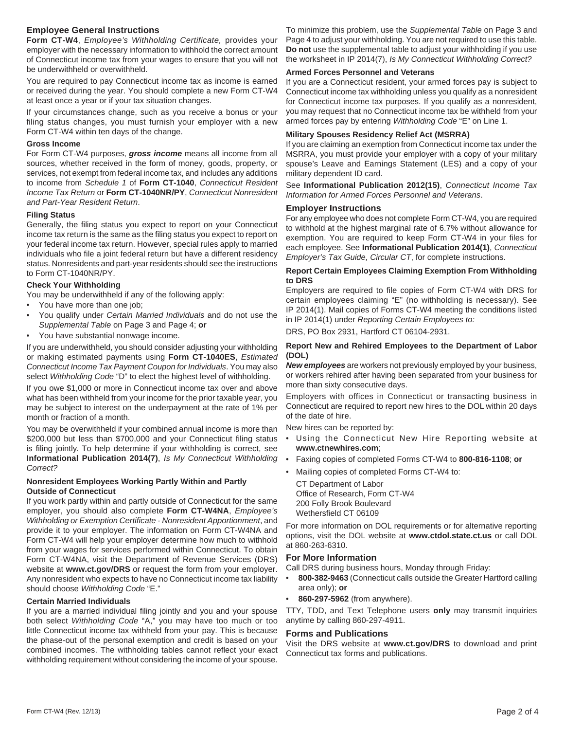## Employee General Instructions

**Form CT-W4**, *Employee's Withholding Certificate,* provides your employer with the necessary information to withhold the correct amount of Connecticut income tax from your wages to ensure that you will not be underwithheld or overwithheld.

You are required to pay Connecticut income tax as income is earned or received during the year. You should complete a new Form CT-W4 at least once a year or if your tax situation changes.

If your circumstances change, such as you receive a bonus or your filing status changes, you must furnish your employer with a new Form CT-W4 within ten days of the change.

### Gross Income

For Form CT-W4 purposes, ***gross income*** means all income from all sources, whether received in the form of money, goods, property, or services, not exempt from federal income tax, and includes any additions to income from *Schedule 1* of **Form CT-1040**, *Connecticut Resident Income Tax Return* or **Form CT-1040NR/PY**, *Connecticut Nonresident and Part-Year Resident Return*.

### Filing Status

Generally, the filing status you expect to report on your Connecticut income tax return is the same as the filing status you expect to report on your federal income tax return. However, special rules apply to married individuals who file a joint federal return but have a different residency status. Nonresidents and part-year residents should see the instructions to Form CT-1040NR/PY.

### Check Your Withholding

You may be underwithheld if any of the following apply:

- You have more than one job;
- You qualify under *Certain Married Individuals* and do not use the *Supplemental Table* on Page 3 and Page 4; **or**
- You have substantial nonwage income.

If you are underwithheld, you should consider adjusting your withholding or making estimated payments using **Form CT-1040ES**, *Estimated Connecticut Income Tax Payment Coupon for Individuals*. You may also select *Withholding Code* "D" to elect the highest level of withholding.

If you owe $1,000 or more in Connecticut income tax over and above what has been withheld from your income for the prior taxable year, you may be subject to interest on the underpayment at the rate of 1% per month or fraction of a month.

You may be overwithheld if your combined annual income is more than $200,000 but less than $700,000 and your Connecticut filing status is filing jointly. To help determine if your withholding is correct, see **Informational Publication 2014(7)**, *Is My Connecticut Withholding Correct?*

### Nonresident Employees Working Partly Within and Partly Outside of Connecticut

If you work partly within and partly outside of Connecticut for the same employer, you should also complete **Form CT-W4NA**, *Employee's Withholding or Exemption Certificate - Nonresident Apportionment*, and provide it to your employer. The information on Form CT-W4NA and Form CT-W4 will help your employer determine how much to withhold from your wages for services performed within Connecticut. To obtain Form CT-W4NA, visit the Department of Revenue Services (DRS) website at **www.ct.gov/DRS** or request the form from your employer. Any nonresident who expects to have no Connecticut income tax liability should choose *Withholding Code* "E."

### Certain Married Individuals

If you are a married individual filing jointly and you and your spouse both select *Withholding Code* "A," you may have too much or too little Connecticut income tax withheld from your pay. This is because the phase-out of the personal exemption and credit is based on your combined incomes. The withholding tables cannot reflect your exact withholding requirement without considering the income of your spouse. To minimize this problem, use the *Supplemental Table* on Page 3 and Page 4 to adjust your withholding. You are not required to use this table. **Do not** use the supplemental table to adjust your withholding if you use the worksheet in IP 2014(7), *Is My Connecticut Withholding Correct?*

### Armed Forces Personnel and Veterans

If you are a Connecticut resident, your armed forces pay is subject to Connecticut income tax withholding unless you qualify as a nonresident for Connecticut income tax purposes. If you qualify as a nonresident, you may request that no Connecticut income tax be withheld from your armed forces pay by entering *Withholding Code* "E" on Line 1.

### Military Spouses Residency Relief Act (MSRRA)

If you are claiming an exemption from Connecticut income tax under the MSRRA, you must provide your employer with a copy of your military spouse's Leave and Earnings Statement (LES) and a copy of your military dependent ID card.

See **Informational Publication 2012(15)**, *Connecticut Income Tax Information for Armed Forces Personnel and Veterans*.

## Employer Instructions

For any employee who does not complete Form CT-W4, you are required to withhold at the highest marginal rate of 6.7% without allowance for exemption. You are required to keep Form CT-W4 in your files for each employee. See **Informational Publication 2014(1)**, *Connecticut Employer's Tax Guide, Circular CT*, for complete instructions.

### Report Certain Employees Claiming Exemption From Withholding to DRS

Employers are required to file copies of Form CT-W4 with DRS for certain employees claiming "E" (no withholding is necessary). See IP 2014(1). Mail copies of Forms CT-W4 meeting the conditions listed in IP 2014(1) under *Reporting Certain Employees to:*

DRS, PO Box 2931, Hartford CT 06104-2931.

### Report New and Rehired Employees to the Department of Labor (DOL)

***New employees*** are workers not previously employed by your business, or workers rehired after having been separated from your business for more than sixty consecutive days.

Employers with offices in Connecticut or transacting business in Connecticut are required to report new hires to the DOL within 20 days of the date of hire.

New hires can be reported by:

- Using the Connecticut New Hire Reporting website at **www.ctnewhires.com**;
- Faxing copies of completed Forms CT-W4 to **800-816-1108**; **or**
- Mailing copies of completed Forms CT-W4 to:

  CT Department of Labor
  Office of Research, Form CT-W4
  200 Folly Brook Boulevard
  Wethersfield CT 06109

For more information on DOL requirements or for alternative reporting options, visit the DOL website at **www.ctdol.state.ct.us** or call DOL at 860-263-6310.

## For More Information

Call DRS during business hours, Monday through Friday:

- **800-382-9463** (Connecticut calls outside the Greater Hartford calling area only); **or**
- **860-297-5962** (from anywhere).

TTY, TDD, and Text Telephone users **only** may transmit inquiries anytime by calling 860-297-4911.

## Forms and Publications

Visit the DRS website at **www.ct.gov/DRS** to download and print Connecticut tax forms and publications.

Form CT-W4 (Rev. 12/13)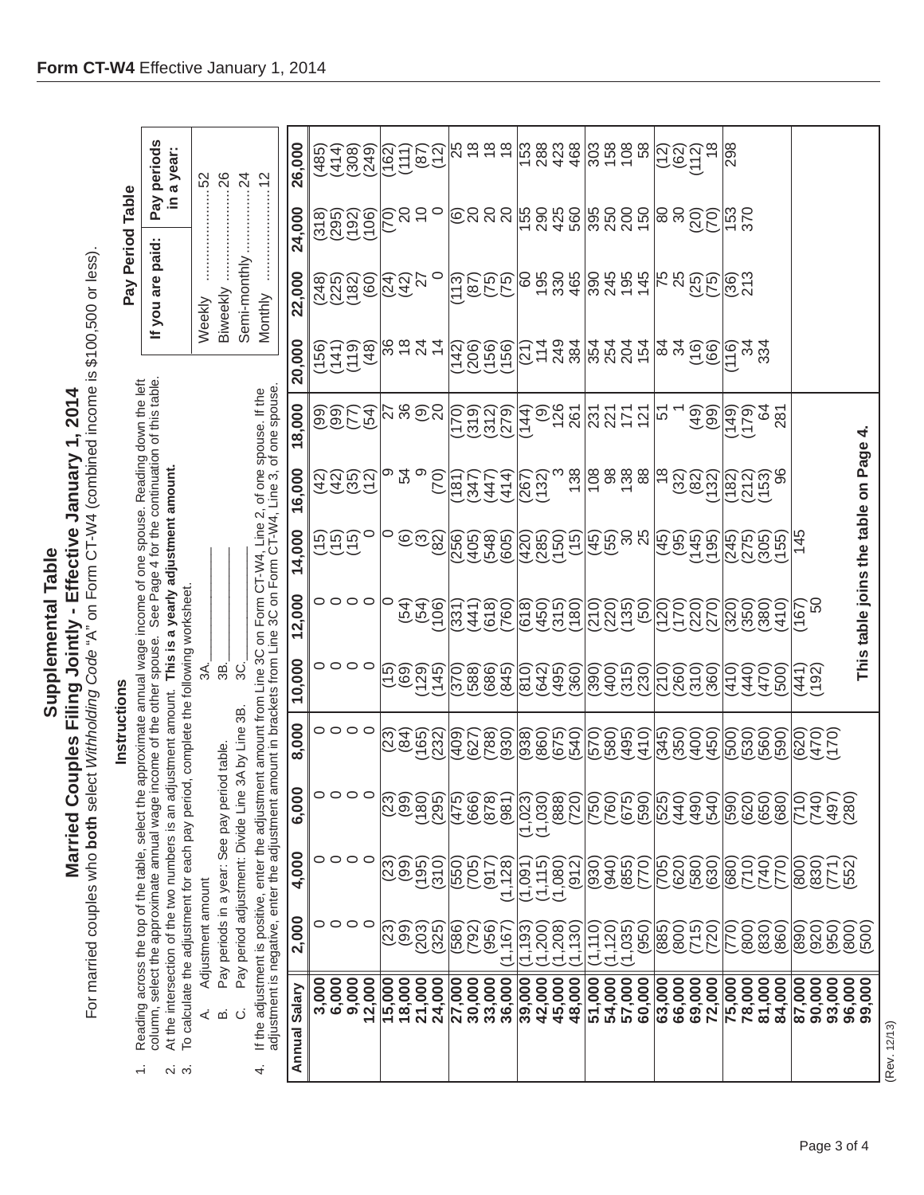# Supplemental Table

## Married Couples Filing Jointly - Effective January 1, 2014

For married couples who **both** select *Withholding Code* "A" on Form CT-W4 (combined income is $100,500 or less).

### Instructions

1. Reading across the top of the table, select the approximate annual wage income of one spouse. Reading down the left column, select the approximate annual wage income of the other spouse. See Page 4 for the continuation of this table.
2. At the intersection of the two numbers is an adjustment amount. **This is a yearly adjustment amount.**
3. To calculate the adjustment for each pay period, complete the following worksheet.
   - A. Adjustment amount 3A.______________
   - B. Pay periods in a year: See pay period table. 3B.______________
   - C. Pay period adjustment: Divide Line 3A by Line 3B. 3C.______________
4. If the adjustment is positive, enter the adjustment amount from Line 3C on Form CT-W4, Line 2, of one spouse. If the adjustment is negative, enter the adjustment amount in brackets from Line 3C on Form CT-W4, Line 3, of one spouse.

### Pay Period Table

| If you are paid: | Pay periods in a year: |
|---|---|
| Weekly | 52 |
| Biweekly | 26 |
| Semi-monthly | 24 |
| Monthly | 12 |

| Annual Salary | 2,000 | 4,000 | 6,000 | 8,000 | 10,000 | 12,000 | 14,000 | 16,000 | 18,000 | 20,000 | 22,000 | 24,000 | 26,000 |
|---|---|---|---|---|---|---|---|---|---|---|---|---|---|
| 3,000 | 0 | 0 | 0 | 0 | 0 | 0 | (15) | (42) | (99) | (156) | (248) | (318) | (485) |
| 6,000 | 0 | 0 | 0 | 0 | 0 | 0 | (15) | (42) | (99) | (141) | (225) | (295) | (414) |
| 9,000 | 0 | 0 | 0 | 0 | 0 | 0 | (15) | (35) | (77) | (119) | (182) | (192) | (308) |
| 12,000 | 0 | 0 | 0 | 0 | 0 | 0 | 0 | (12) | (54) | (48) | (60) | (106) | (249) |
| 15,000 | (23) | (23) | (23) | (23) | (15) | 0 | 0 | 9 | 27 | 36 | (24) | (70) | (162) |
| 18,000 | (99) | (99) | (99) | (84) | (69) | (54) | (6) | 54 | 36 | 18 | (42) | 20 | (111) |
| 21,000 | (203) | (195) | (180) | (165) | (129) | (54) | (3) | 9 | (9) | 24 | 27 | 10 | (87) |
| 24,000 | (325) | (310) | (295) | (232) | (145) | (106) | (82) | (70) | 20 | 14 | 0 | 0 | (12) |
| 27,000 | (586) | (550) | (475) | (409) | (370) | (331) | (256) | (181) | (170) | (142) | (113) | (6) | 25 |
| 30,000 | (792) | (705) | (666) | (627) | (588) | (441) | (405) | (347) | (319) | (206) | (87) | 20 | 18 |
| 33,000 | (956) | (917) | (878) | (788) | (686) | (618) | (548) | (447) | (312) | (156) | (75) | 20 | 18 |
| 36,000 | (1,167) | (1,128) | (981) | (930) | (845) | (760) | (605) | (414) | (279) | (156) | (75) | 20 | 18 |
| 39,000 | (1,193) | (1,091) | (1,023) | (938) | (810) | (618) | (420) | (267) | (144) | (21) | 60 | 155 | 153 |
| 42,000 | (1,200) | (1,115) | (1,030) | (860) | (642) | (450) | (285) | (132) | (9) | 114 | 195 | 290 | 288 |
| 45,000 | (1,208) | (1,080) | (888) | (675) | (495) | (315) | (150) | 3 | 126 | 249 | 330 | 425 | 423 |
| 48,000 | (1,130) | (912) | (720) | (540) | (360) | (180) | (15) | 138 | 261 | 384 | 465 | 560 | 468 |
| 51,000 | (1,110) | (930) | (750) | (570) | (390) | (210) | (45) | 108 | 231 | 354 | 390 | 395 | 303 |
| 54,000 | (1,120) | (940) | (760) | (580) | (400) | (220) | (55) | 98 | 221 | 254 | 245 | 250 | 158 |
| 57,000 | (1,035) | (855) | (675) | (495) | (315) | (135) | 30 | 138 | 171 | 204 | 195 | 200 | 108 |
| 60,000 | (950) | (770) | (590) | (410) | (230) | (50) | 25 | 88 | 121 | 154 | 145 | 150 | 58 |
| 63,000 | (885) | (705) | (525) | (345) | (210) | (120) | (45) | 18 | 51 | 84 | 75 | 80 | (12) |
| 66,000 | (800) | (620) | (440) | (350) | (260) | (170) | (95) | (32) | 1 | 34 | 25 | 30 | (62) |
| 69,000 | (715) | (580) | (490) | (400) | (310) | (220) | (145) | (82) | (49) | (16) | (25) | (20) | (112) |
| 72,000 | (720) | (630) | (540) | (450) | (360) | (270) | (195) | (132) | (99) | (66) | (75) | (70) | 18 |
| 75,000 | (770) | (680) | (590) | (500) | (410) | (320) | (245) | (182) | (149) | (116) | (36) | 153 | 298 |
| 78,000 | (800) | (710) | (620) | (530) | (440) | (350) | (275) | (212) | (179) | 34 | 213 | 370 | |
| 81,000 | (830) | (740) | (650) | (560) | (470) | (380) | (305) | (153) | 64 | 334 | | | |
| 84,000 | (860) | (770) | (680) | (590) | (500) | (410) | (155) | 96 | 281 | | | | |
| 87,000 | (890) | (800) | (710) | (620) | (441) | (167) | 145 | | | | | | |
| 90,000 | (920) | (830) | (740) | (470) | (192) | 50 | | | | | | | |
| 93,000 | (950) | (771) | (497) | (170) | | | | | | | | | |
| 96,000 | (800) | (552) | (280) | | | | | | | | | | |
| 99,000 | (500) | | | | | | | | | | | | |

**This table joins the table on Page 4.**

(Rev. 12/13)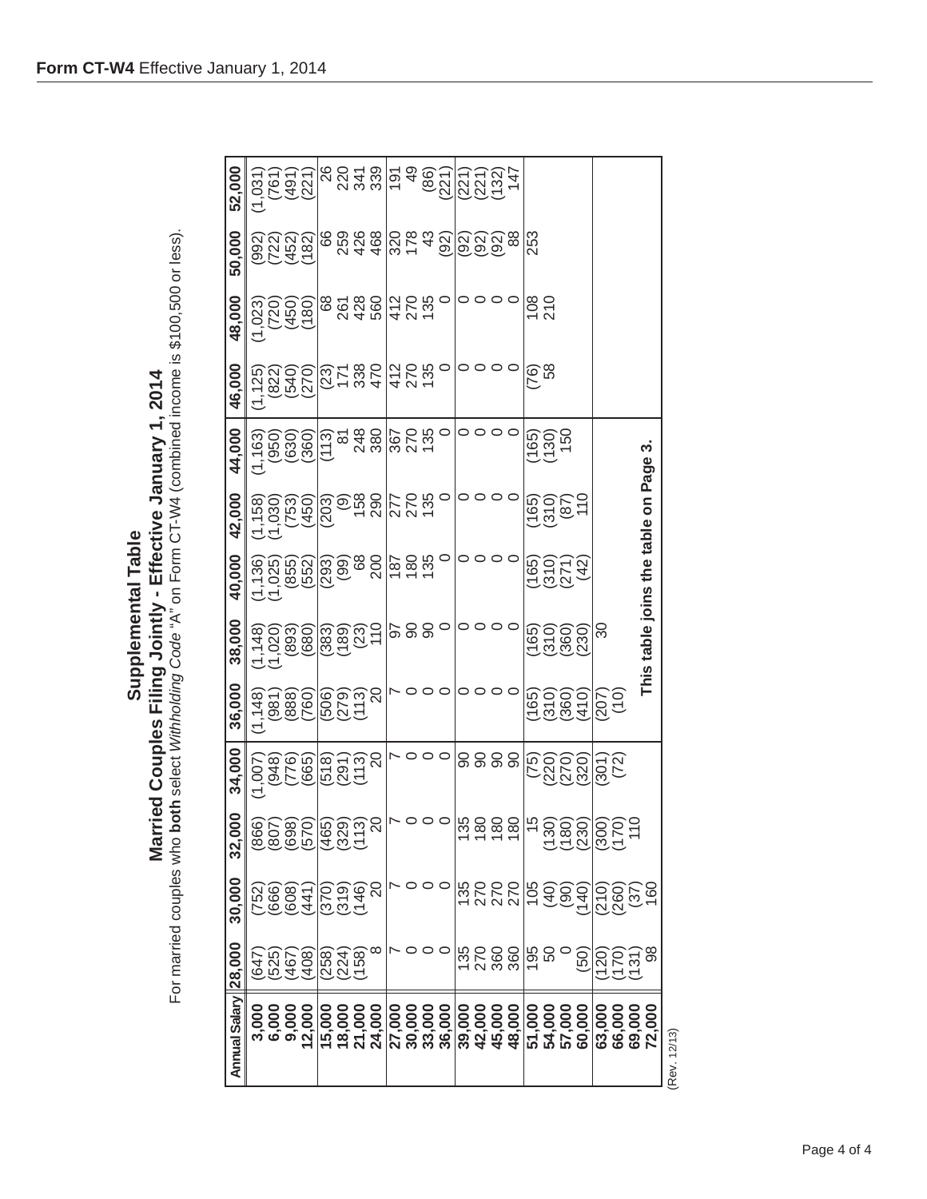# Supplemental Table

## Married Couples Filing Jointly - Effective January 1, 2014

For married couples who **both** select *Withholding Code* "A" on Form CT-W4 (combined income is $100,500 or less).

| Annual Salary | 28,000 | 30,000 | 32,000 | 34,000 | 36,000 | 38,000 | 40,000 | 42,000 | 44,000 | 46,000 | 48,000 | 50,000 | 52,000 |
|---|---|---|---|---|---|---|---|---|---|---|---|---|---|
| **3,000** | (647) | (752) | (866) | (1,007) | (1,148) | (1,148) | (1,136) | (1,158) | (1,163) | (1,125) | (1,023) | (992) | (1,031) |
| **6,000** | (525) | (666) | (807) | (948) | (981) | (1,020) | (1,025) | (1,030) | (950) | (822) | (720) | (722) | (761) |
| **9,000** | (467) | (608) | (698) | (776) | (888) | (893) | (855) | (753) | (630) | (540) | (450) | (452) | (491) |
| **12,000** | (408) | (441) | (570) | (665) | (760) | (680) | (552) | (450) | (360) | (270) | (180) | (182) | (221) |
| **15,000** | (258) | (370) | (465) | (518) | (506) | (383) | (293) | (203) | (113) | (23) | 68 | 66 | 26 |
| **18,000** | (224) | (319) | (329) | (291) | (279) | (189) | (99) | (9) | 81 | 171 | 261 | 259 | 220 |
| **21,000** | (158) | (146) | (113) | (113) | (113) | (23) | 68 | 158 | 248 | 338 | 428 | 426 | 341 |
| **24,000** | 8 | 20 | 20 | 20 | 20 | 110 | 200 | 290 | 380 | 470 | 560 | 468 | 339 |
| **27,000** | 7 | 7 | 7 | 7 | 7 | 97 | 187 | 277 | 367 | 412 | 412 | 320 | 191 |
| **30,000** | 0 | 0 | 0 | 0 | 0 | 90 | 180 | 270 | 270 | 270 | 270 | 178 | 49 |
| **33,000** | 0 | 0 | 0 | 0 | 0 | 90 | 135 | 135 | 135 | 135 | 135 | 43 | (86) |
| **36,000** | 0 | 0 | 0 | 0 | 0 | 0 | 0 | 0 | 0 | 0 | 0 | (92) | (221) |
| **39,000** | 135 | 135 | 135 | 90 | 0 | 0 | 0 | 0 | 0 | 0 | 0 | (92) | (221) |
| **42,000** | 270 | 270 | 180 | 90 | 0 | 0 | 0 | 0 | 0 | 0 | 0 | (92) | (221) |
| **45,000** | 360 | 270 | 180 | 90 | 0 | 0 | 0 | 0 | 0 | 0 | 0 | (92) | (132) |
| **48,000** | 360 | 270 | 180 | 90 | 0 | 0 | 0 | 0 | 0 | 0 | 0 | 88 | 147 |
| **51,000** | 195 | 105 | 15 | (75) | (165) | (165) | (165) | (165) | (165) | (76) | 108 | 253 | |
| **54,000** | 50 | (40) | (130) | (220) | (310) | (310) | (310) | (310) | (130) | 58 | 210 | | |
| **57,000** | 0 | (90) | (180) | (270) | (360) | (360) | (271) | (87) | 150 | | | | |
| **60,000** | (50) | (140) | (230) | (320) | (410) | (230) | (42) | 110 | | | | | |
| **63,000** | (120) | (210) | (300) | (301) | (207) | 30 | | | | | | | |
| **66,000** | (170) | (260) | (170) | (72) | (10) | | | | | | | | |
| **69,000** | (131) | (37) | 110 | | | | | | | | | | |
| **72,000** | 98 | 160 | | | | | | | | | | | |

**This table joins the table on Page 3.**

(Rev. 12/13)